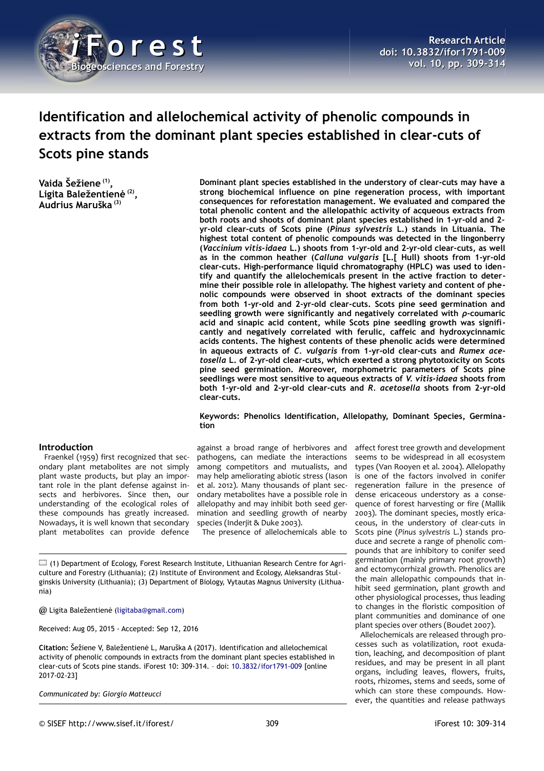# Identification and allelochemical activity of phenolic compounds in extracts from the dominant plant species established in clear-cuts of Scots pine stands

**Vaida Šežiene [(1)], Ligita Baležentienė [(2)], Audrius Maruška [(3)]**

**Dominant plant species established in the understory of clear-cuts may have a strong biochemical influence on pine regeneration process, with important consequences for reforestation management. We evaluated and compared the total phenolic content and the allelopathic activity of acqueous extracts from both roots and shoots of dominant plant species established in 1-yr-old and 2-yr-old clear-cuts of Scots pine (*Pinus sylvestris* L.) stands in Lituania. The highest total content of phenolic compounds was detected in the lingonberry (*Vaccinium vitis-idaea* L.) shoots from 1-yr-old and 2-yr-old clear-cuts, as well as in the common heather (*Calluna vulgaris* [L.[ Hull) shoots from 1-yr-old clear-cuts. High-performance liquid chromatography (HPLC) was used to identify and quantify the allelochemicals present in the active fraction to determine their possible role in allelopathy. The highest variety and content of phenolic compounds were observed in shoot extracts of the dominant species from both 1-yr-old and 2-yr-old clear-cuts. Scots pine seed germination and seedling growth were significantly and negatively correlated with *p*-coumaric acid and sinapic acid content, while Scots pine seedling growth was significantly and negatively correlated with ferulic, caffeic and hydroxycinnamic acids contents. The highest contents of these phenolic acids were determined in aqueous extracts of *C. vulgaris* from 1-yr-old clear-cuts and *Rumex acetosella* L. of 2-yr-old clear-cuts, which exerted a strong phytotoxicity on Scots pine seed germination. Moreover, morphometric parameters of Scots pine seedlings were most sensitive to aqueous extracts of *V. vitis-idaea* shoots from both 1-yr-old and 2-yr-old clear-cuts and *R. acetosella* shoots from 2-yr-old clear-cuts.**

**Keywords: Phenolics Identification, Allelopathy, Dominant Species, Germination**

## Introduction

Fraenkel (1959) first recognized that secondary plant metabolites are not simply plant waste products, but play an important role in the plant defense against insects and herbivores. Since then, our understanding of the ecological roles of these compounds has greatly increased. Nowadays, it is well known that secondary plant metabolites can provide defence against a broad range of herbivores and pathogens, can mediate the interactions among competitors and mutualists, and may help ameliorating abiotic stress (Iason et al. 2012). Many thousands of plant secondary metabolites have a possible role in allelopathy and may inhibit both seed germination and seedling growth of nearby species (Inderjit & Duke 2003).

The presence of allelochemicals able to affect forest tree growth and development seems to be widespread in all ecosystem types (Van Rooyen et al. 2004). Allelopathy is one of the factors involved in conifer regeneration failure in the presence of dense ericaceous understory as a consequence of forest harvesting or fire (Mallik 2003). The dominant species, mostly ericaceous, in the understory of clear-cuts in Scots pine (*Pinus sylvestris* L.) stands produce and secrete a range of phenolic compounds that are inhibitory to conifer seed germination (mainly primary root growth) and ectomycorrhizal growth. Phenolics are the main allelopathic compounds that inhibit seed germination, plant growth and other physiological processes, thus leading to changes in the floristic composition of plant communities and dominance of one plant species over others (Boudet 2007).

Allelochemicals are released through processes such as volatilization, root exudation, leaching, and decomposition of plant residues, and may be present in all plant organs, including leaves, flowers, fruits, roots, rhizomes, stems and seeds, some of which can store these compounds. However, the quantities and release pathways

(1) Department of Ecology, Forest Research Institute, Lithuanian Research Centre for Agriculture and Forestry (Lithuania); (2) Institute of Environment and Ecology, Aleksandras Stulginskis University (Lithuania); (3) Department of Biology, Vytautas Magnus University (Lithuania)

@ Ligita Baležentienė (ligitaba@gmail.com)

Received: Aug 05, 2015 - Accepted: Sep 12, 2016

**Citation:** Šežiene V, Baležentienė L, Maruška A (2017). Identification and allelochemical activity of phenolic compounds in extracts from the dominant plant species established in clear-cuts of Scots pine stands. iForest 10: 309-314. – doi: 10.3832/ifor1791-009 [online 2017-02-23]

*Communicated by: Giorgio Matteucci*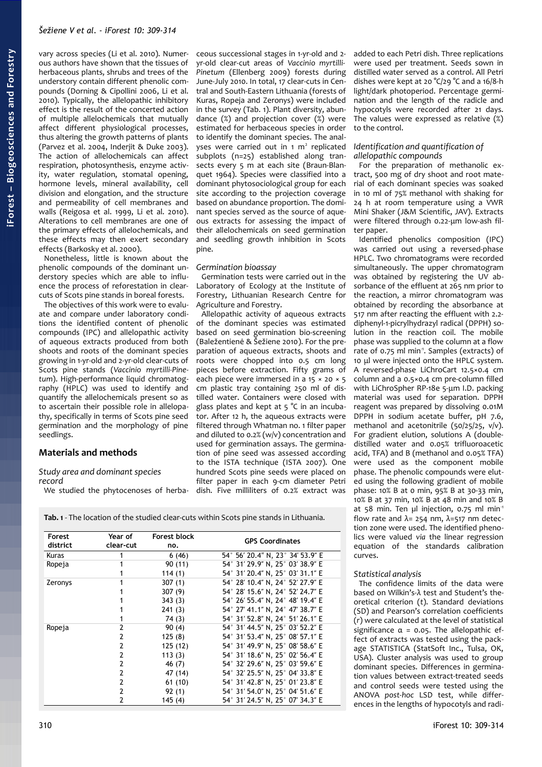vary across species (Li et al. 2010). Numerous authors have shown that the tissues of herbaceous plants, shrubs and trees of the understory contain different phenolic compounds (Dorning & Cipollini 2006, Li et al. 2010). Typically, the allelopathic inhibitory effect is the result of the concerted action of multiple allelochemicals that mutually affect different physiological processes, thus altering the growth patterns of plants (Parvez et al. 2004, Inderjit & Duke 2003). The action of allelochemicals can affect respiration, photosynthesis, enzyme activity, water regulation, stomatal opening, hormone levels, mineral availability, cell division and elongation, and the structure and permeability of cell membranes and walls (Reigosa et al. 1999, Li et al. 2010). Alterations to cell membranes are one of the primary effects of allelochemicals, and these effects may then exert secondary effects (Barkosky et al. 2000).

Nonetheless, little is known about the phenolic compounds of the dominant understory species which are able to influence the process of reforestation in clear-cuts of Scots pine stands in boreal forests.

The objectives of this work were to evaluate and compare under laboratory conditions the identified content of phenolic compounds (IPC) and allelopathic activity of aqueous extracts produced from both shoots and roots of the dominant species growing in 1-yr-old and 2-yr-old clear-cuts of Scots pine stands (*Vaccinio myrtilli-Pinetum*). High-performance liquid chromatography (HPLC) was used to identify and quantify the allelochemicals present so as to ascertain their possible role in allelopathy, specifically in terms of Scots pine seed germination and the morphology of pine seedlings.

## Materials and methods

### Study area and dominant species record

We studied the phytocenoses of herbaceous successional stages in 1-yr-old and 2-yr-old clear-cut areas of *Vaccinio myrtilli-Pinetum* (Ellenberg 2009) forests during June-July 2010. In total, 17 clear-cuts in Central and South-Eastern Lithuania (forests of Kuras, Ropeja and Zeronys) were included in the survey (Tab. 1). Plant diversity, abundance (%) and projection cover (%) were estimated for herbaceous species in order to identify the dominant species. The analyses were carried out in 1 m² replicated subplots (n=25) established along transects every 5 m at each site (Braun-Blanquet 1964). Species were classified into a dominant phytosociological group for each site according to the projection coverage based on abundance proportion. The dominant species served as the source of aqueous extracts for assessing the impact of their allelochemicals on seed germination and seedling growth inhibition in Scots pine.

### Germination bioassay

Germination tests were carried out in the Laboratory of Ecology at the Institute of Forestry, Lithuanian Research Centre for Agriculture and Forestry.

Allelopathic activity of aqueous extracts of the dominant species was estimated based on seed germination bio-screening (Baležentienė & Šežiene 2010). For the preparation of aqueous extracts, shoots and roots were chopped into 0.5 cm long pieces before extraction. Fifty grams of each piece were immersed in a 15 × 20 × 5 cm plastic tray containing 250 ml of distilled water. Containers were closed with glass plates and kept at 5 °C in an incubator. After 12 h, the aqueous extracts were filtered through Whatman no. 1 filter paper and diluted to 0.2% (w/v) concentration and used for germination assays. The germination of pine seed was assessed according to the ISTA technique (ISTA 2007). One hundred Scots pine seeds were placed on filter paper in each 9-cm diameter Petri dish. Five milliliters of 0.2% extract was added to each Petri dish. Three replications were used per treatment. Seeds sown in distilled water served as a control. All Petri dishes were kept at 20 °C/29 °C and a 16/8-h light/dark photoperiod. Percentage germination and the length of the radicle and hypocotyls were recorded after 21 days. The values were expressed as relative (%) to the control.

### Identification and quantification of allelopathic compounds

For the preparation of methanolic extract, 500 mg of dry shoot and root material of each dominant species was soaked in 10 ml of 75% methanol with shaking for 24 h at room temperature using a VWR Mini Shaker (J&M Scientific, JAV). Extracts were filtered through 0.22-µm low-ash filter paper.

Identified phenolics composition (IPC) was carried out using a reversed-phase HPLC. Two chromatograms were recorded simultaneously. The upper chromatogram was obtained by registering the UV absorbance of the effluent at 265 nm prior to the reaction, a mirror chromatogram was obtained by recording the absorbance at 517 nm after reacting the effluent with 2.2-diphenyl-1-picrylhydrazyl radical (DPPH) solution in the reaction coil. The mobile phase was supplied to the column at a flow rate of 0.75 ml min⁻¹. Samples (extracts) of 10 µl were injected onto the HPLC system. A reversed-phase LiChroCart 12.5×0.4 cm column and a 0.5×0.4 cm pre-column filled with LiChroSpher RP-18e 5-µm I.D. packing material was used for separation. DPPH reagent was prepared by dissolving 0.01M DPPH in sodium acetate buffer, pH 7.6, methanol and acetonitrile (50/25/25, v/v). For gradient elution, solutions A (double-distilled water and 0.05% trifluoroacetic acid, TFA) and B (methanol and 0.05% TFA) were used as the component mobile phase. The phenolic compounds were eluted using the following gradient of mobile phase: 10% B at 0 min, 95% B at 30-33 min, 10% B at 37 min, 10% B at 48 min and 10% B at 58 min. Ten µl injection, 0.75 ml min⁻¹ flow rate and λ= 254 nm, λ=517 nm detection zone were used. The identified phenolics were valued *via* the linear regression equation of the standards calibration curves.

### Statistical analysis

The confidence limits of the data were based on Wilkin's-λ test and Student's theoretical criterion (*t*). Standard deviations (SD) and Pearson's correlation coefficients (*r*) were calculated at the level of statistical significance α = 0.05. The allelopathic effect of extracts was tested using the package STATISTICA (StatSoft Inc., Tulsa, OK, USA). Cluster analysis was used to group dominant species. Differences in germination values between extract-treated seeds and control seeds were tested using the ANOVA *post-hoc* LSD test, while differences in the lengths of hypocotyls and radi-

**Tab. 1** - The location of the studied clear-cuts within Scots pine stands in Lithuania.

| Forest district | Year of clear-cut | Forest block no. | GPS Coordinates |
|---|---|---|---|
| Kuras | 1 | 6 (46) | 54° 56′ 20.4″ N, 23° 34′ 53.9″ E |
| Ropeja | 1 | 90 (11) | 54° 31′ 29.9″ N, 25° 03′ 38.9″ E |
| | 1 | 114 (1) | 54° 31′ 20.4″ N, 25° 03′ 31.1″ E |
| Zeronys | 1 | 307 (1) | 54° 28′ 10.4″ N, 24° 52′ 27.9″ E |
| | 1 | 307 (9) | 54° 28′ 15.6″ N, 24° 52′ 24.7″ E |
| | 1 | 343 (3) | 54° 26′ 55.4″ N, 24° 48′ 19.4″ E |
| | 1 | 241 (3) | 54° 27′ 41.1″ N, 24° 47′ 38.7″ E |
| | 1 | 74 (3) | 54° 31′ 52.8″ N, 24° 51′ 26.1″ E |
| Ropeja | 2 | 90 (4) | 54° 31′ 44.5″ N, 25° 03′ 52.2″ E |
| | 2 | 125 (8) | 54° 31′ 53.4″ N, 25° 08′ 57.1″ E |
| | 2 | 125 (12) | 54° 31′ 49.9″ N, 25° 08′ 58.6″ E |
| | 2 | 113 (3) | 54° 31′ 18.6″ N, 25° 02′ 56.4″ E |
| | 2 | 46 (7) | 54° 32′ 29.6″ N, 25° 03′ 59.6″ E |
| | 2 | 47 (14) | 54° 32′ 25.5″ N, 25° 04′ 33.8″ E |
| | 2 | 61 (10) | 54° 31′ 42.8″ N, 25° 01′ 23.8″ E |
| | 2 | 92 (1) | 54° 31′ 54.0″ N, 25° 04′ 51.6″ E |
| | 2 | 145 (4) | 54° 31′ 24.5″ N, 25° 07′ 34.3″ E |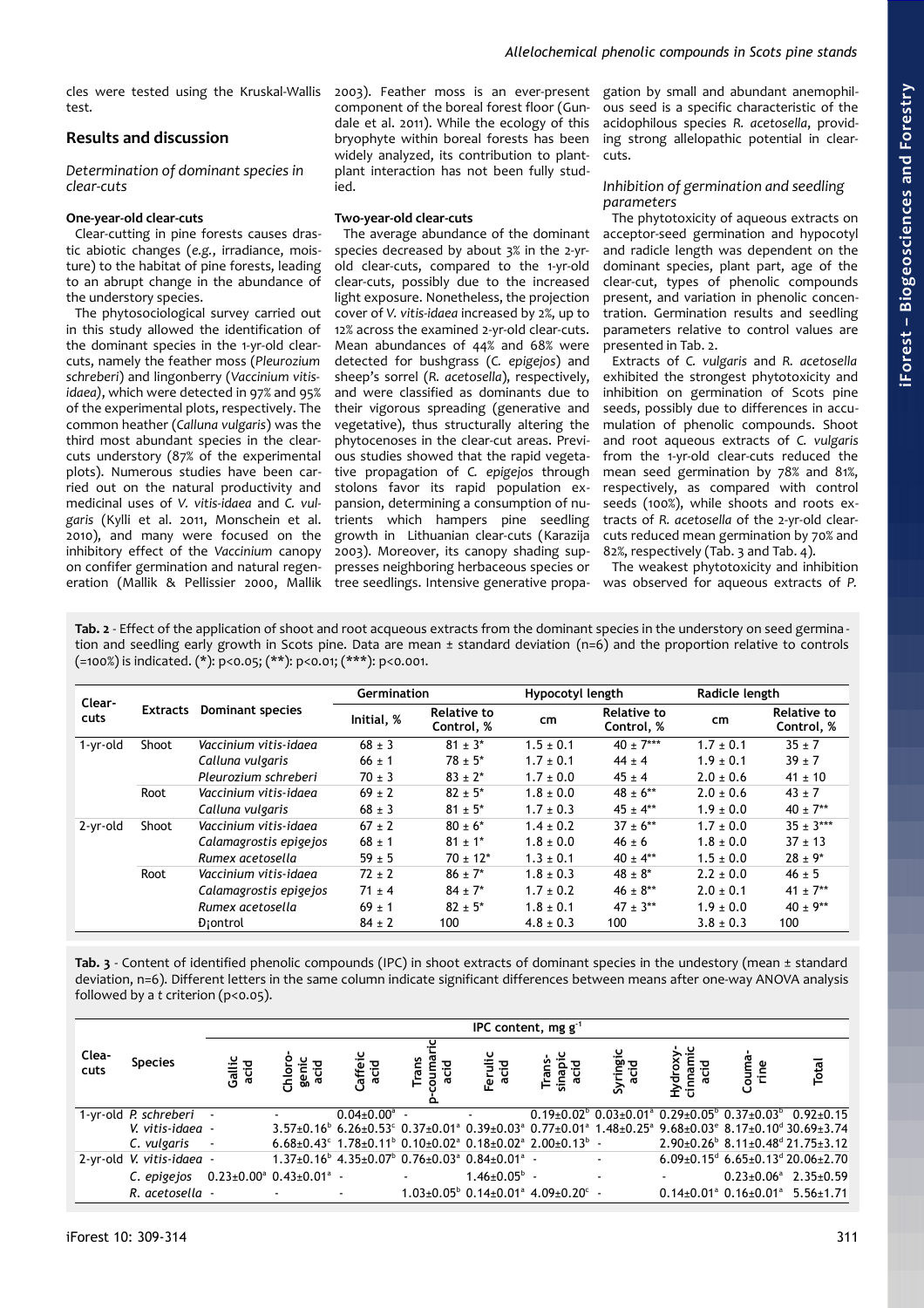cles were tested using the Kruskal-Wallis test.

## Results and discussion

### Determination of dominant species in clear-cuts

**One-year-old clear-cuts**

Clear-cutting in pine forests causes drastic abiotic changes (*e.g.*, irradiance, moisture) to the habitat of pine forests, leading to an abrupt change in the abundance of the understory species.

The phytosociological survey carried out in this study allowed the identification of the dominant species in the 1-yr-old clear-cuts, namely the feather moss (*Pleurozium schreberi*) and lingonberry (*Vaccinium vitis-idaea*), which were detected in 97% and 95% of the experimental plots, respectively. The common heather (*Calluna vulgaris*) was the third most abundant species in the clear-cuts understory (87% of the experimental plots). Numerous studies have been carried out on the natural productivity and medicinal uses of *V. vitis-idaea* and *C. vulgaris* (Kylli et al. 2011, Monschein et al. 2010), and many were focused on the inhibitory effect of the *Vaccinium* canopy on conifer germination and natural regeneration (Mallik & Pellissier 2000, Mallik 2003). Feather moss is an ever-present component of the boreal forest floor (Gundale et al. 2011). While the ecology of this bryophyte within boreal forests has been widely analyzed, its contribution to plant-plant interaction has not been fully studied.

**Two-year-old clear-cuts**

The average abundance of the dominant species decreased by about 3% in the 2-yr-old clear-cuts, compared to the 1-yr-old clear-cuts, possibly due to the increased light exposure. Nonetheless, the projection cover of *V. vitis-idaea* increased by 2%, up to 12% across the examined 2-yr-old clear-cuts. Mean abundances of 44% and 68% were detected for bushgrass (*C. epigejos*) and sheep's sorrel (*R. acetosella*), respectively, and were classified as dominants due to their vigorous spreading (generative and vegetative), thus structurally altering the phytocenoses in the clear-cut areas. Previous studies showed that the rapid vegetative propagation of *C. epigejos* through stolons favor its rapid population expansion, determining a consumption of nutrients which hampers pine seedling growth in Lithuanian clear-cuts (Karazija 2003). Moreover, its canopy shading suppresses neighboring herbaceous species or tree seedlings. Intensive generative propagation by small and abundant anemophilous seed is a specific characteristic of the acidophilous species *R. acetosella*, providing strong allelopathic potential in clear-cuts.

### Inhibition of germination and seedling parameters

The phytotoxicity of aqueous extracts on acceptor-seed germination and hypocotyl and radicle length was dependent on the dominant species, plant part, age of the clear-cut, types of phenolic compounds present, and variation in phenolic concentration. Germination results and seedling parameters relative to control values are presented in Tab. 2.

Extracts of *C. vulgaris* and *R. acetosella* exhibited the strongest phytotoxicity and inhibition on germination of Scots pine seeds, possibly due to differences in accumulation of phenolic compounds. Shoot and root aqueous extracts of *C. vulgaris* from the 1-yr-old clear-cuts reduced the mean seed germination by 78% and 81%, respectively, as compared with control seeds (100%), while shoots and roots extracts of *R. acetosella* of the 2-yr-old clear-cuts reduced mean germination by 70% and 82%, respectively (Tab. 3 and Tab. 4).

The weakest phytotoxicity and inhibition was observed for aqueous extracts of *P.*

**Tab. 2** - Effect of the application of shoot and root acqueous extracts from the dominant species in the understory on seed germination and seedling early growth in Scots pine. Data are mean ± standard deviation (n=6) and the proportion relative to controls (=100%) is indicated. (*): p<0.05; (**): p<0.01; (***): p<0.001.

| Clear-cuts | Extracts | Dominant species | Germination | | Hypocotyl length | | Radicle length | |
|---|---|---|---|---|---|---|---|---|
| | | | Initial, % | Relative to Control, % | cm | Relative to Control, % | cm | Relative to Control, % |
| 1-yr-old | Shoot | *Vaccinium vitis-idaea* | 68 ± 3 | 81 ± 3* | 1.5 ± 0.1 | 40 ± 7*** | 1.7 ± 0.1 | 35 ± 7 |
| | | *Calluna vulgaris* | 66 ± 1 | 78 ± 5* | 1.7 ± 0.1 | 44 ± 4 | 1.9 ± 0.1 | 39 ± 7 |
| | | *Pleurozium schreberi* | 70 ± 3 | 83 ± 2* | 1.7 ± 0.0 | 45 ± 4 | 2.0 ± 0.6 | 41 ± 10 |
| | Root | *Vaccinium vitis-idaea* | 69 ± 2 | 82 ± 5* | 1.8 ± 0.0 | 48 ± 6** | 2.0 ± 0.6 | 43 ± 7 |
| | | *Calluna vulgaris* | 68 ± 3 | 81 ± 5* | 1.7 ± 0.3 | 45 ± 4** | 1.9 ± 0.0 | 40 ± 7** |
| 2-yr-old | Shoot | *Vaccinium vitis-idaea* | 67 ± 2 | 80 ± 6* | 1.4 ± 0.2 | 37 ± 6** | 1.7 ± 0.0 | 35 ± 3*** |
| | | *Calamagrostis epigejos* | 68 ± 1 | 81 ± 1* | 1.8 ± 0.0 | 46 ± 6 | 1.8 ± 0.0 | 37 ± 13 |
| | | *Rumex acetosella* | 59 ± 5 | 70 ± 12* | 1.3 ± 0.1 | 40 ± 4** | 1.5 ± 0.0 | 28 ± 9* |
| | Root | *Vaccinium vitis-idaea* | 72 ± 2 | 86 ± 7* | 1.8 ± 0.3 | 48 ± 8* | 2.2 ± 0.0 | 46 ± 5 |
| | | *Calamagrostis epigejos* | 71 ± 4 | 84 ± 7* | 1.7 ± 0.2 | 46 ± 8** | 2.0 ± 0.1 | 41 ± 7** |
| | | *Rumex acetosella* | 69 ± 1 | 82 ± 5* | 1.8 ± 0.1 | 47 ± 3** | 1.9 ± 0.0 | 40 ± 9** |
| | | Ð¡ontrol | 84 ± 2 | 100 | 4.8 ± 0.3 | 100 | 3.8 ± 0.3 | 100 |

**Tab. 3** - Content of identified phenolic compounds (IPC) in shoot extracts of dominant species in the undestory (mean ± standard deviation, n=6). Different letters in the same column indicate significant differences between means after one-way ANOVA analysis followed by a *t* criterion (p<0.05).

| Clea-cuts | Species | IPC content, mg g$^{-1}$ | | | | | | | | | |
|---|---|---|---|---|---|---|---|---|---|---|---|
| | | Gallic acid | Chlorogenic acid | Caffeic acid | Trans p-coumaric acid | Ferulic acid | Trans-sinapic acid | Syringic acid | Hydroxy-cinnamic acid | Coumarine | Total |
| 1-yr-old | *P. schreberi* | - | - | 0.04±0.00$^a$ | - | - | 0.19±0.02$^b$ | 0.03±0.01$^a$ | 0.29±0.05$^b$ | 0.37±0.03$^b$ | 0.92±0.15 |
| | *V. vitis-idaea* | - | 3.57±0.16$^b$ | 6.26±0.53$^c$ | 0.37±0.01$^a$ | 0.39±0.03$^a$ | 0.77±0.01$^a$ | 1.48±0.25$^a$ | 9.68±0.03$^e$ | 8.17±0.10$^d$ | 30.69±3.74 |
| | *C. vulgaris* | - | 6.68±0.43$^c$ | 1.78±0.11$^b$ | 0.10±0.02$^a$ | 0.18±0.02$^a$ | 2.00±0.13$^b$ | - | 2.90±0.26$^b$ | 8.11±0.48$^d$ | 21.75±3.12 |
| 2-yr-old | *V. vitis-idaea* | - | 1.37±0.16$^b$ | 4.35±0.07$^b$ | 0.76±0.03$^a$ | 0.84±0.01$^a$ | - | - | 6.09±0.15$^d$ | 6.65±0.13$^d$ | 20.06±2.70 |
| | *C. epigejos* | 0.23±0.00$^a$ | 0.43±0.01$^a$ | - | - | 1.46±0.05$^b$ | - | - | - | 0.23±0.06$^a$ | 2.35±0.59 |
| | *R. acetosella* | - | - | - | 1.03±0.05$^b$ | 0.14±0.01$^a$ | 4.09±0.20$^c$ | - | 0.14±0.01$^a$ | 0.16±0.01$^a$ | 5.56±1.71 |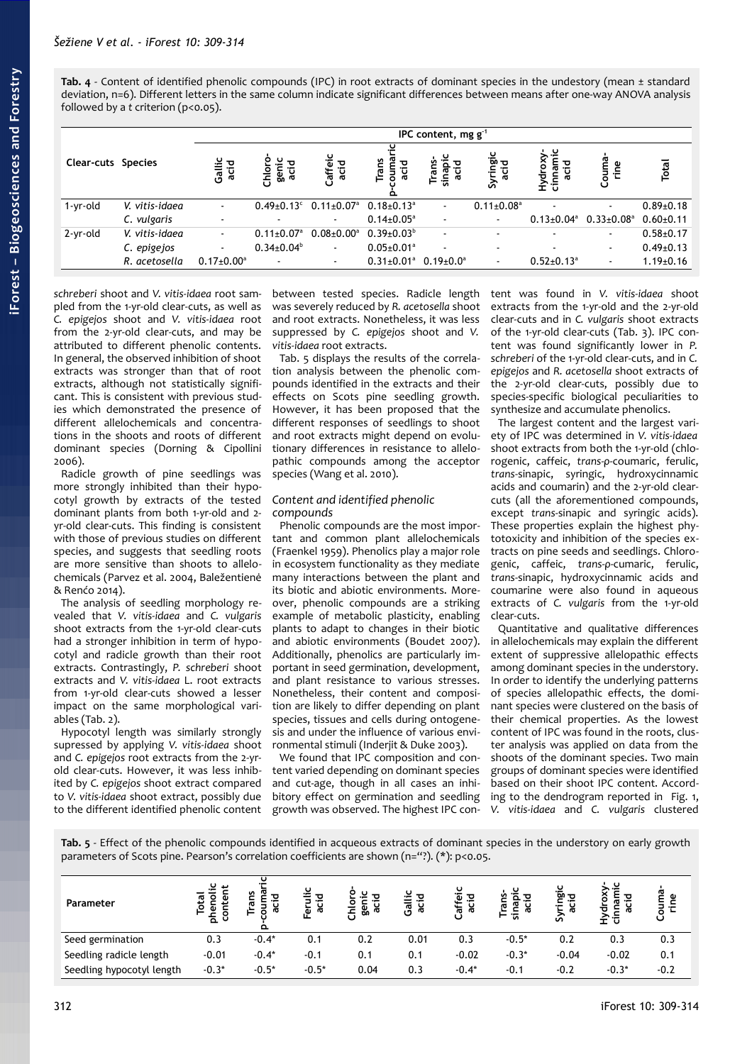**Tab. 4** - Content of identified phenolic compounds (IPC) in root extracts of dominant species in the undestory (mean ± standard deviation, n=6). Different letters in the same column indicate significant differences between means after one-way ANOVA analysis followed by a *t* criterion (p<0.05).

| Clear-cuts | Species | IPC content, mg g$^{-1}$ | | | | | | | | |
|---|---|---|---|---|---|---|---|---|---|---|
| | | Gallic acid | Chloro-genic acid | Caffeic acid | Trans p-coumaric acid | Trans-sinapic acid | Syringic acid | Hydroxy-cinnamic acid | Coumarine | Total |
| 1-yr-old | *V. vitis-idaea* | - | 0.49±0.13$^c$ | 0.11±0.07$^a$ | 0.18±0.13$^a$ | - | 0.11±0.08$^a$ | - | - | 0.89±0.18 |
| | *C. vulgaris* | - | - | - | 0.14±0.05$^a$ | - | - | 0.13±0.04$^a$ | 0.33±0.08$^a$ | 0.60±0.11 |
| 2-yr-old | *V. vitis-idaea* | - | 0.11±0.07$^a$ | 0.08±0.00$^a$ | 0.39±0.03$^b$ | - | - | - | - | 0.58±0.17 |
| | *C. epigejos* | - | 0.34±0.04$^b$ | - | 0.05±0.01$^a$ | - | - | - | - | 0.49±0.13 |
| | *R. acetosella* | 0.17±0.00$^a$ | - | - | 0.31±0.01$^a$ | 0.19±0.0$^a$ | - | 0.52±0.13$^a$ | - | 1.19±0.16 |

*schreberi* shoot and *V. vitis-idaea* root sampled from the 1-yr-old clear-cuts, as well as *C. epigejos* shoot and *V. vitis-idaea* root from the 2-yr-old clear-cuts, and may be attributed to different phenolic contents. In general, the observed inhibition of shoot extracts was stronger than that of root extracts, although not statistically significant. This is consistent with previous studies which demonstrated the presence of different allelochemicals and concentrations in the shoots and roots of different dominant species (Dorning & Cipollini 2006).

Radicle growth of pine seedlings was more strongly inhibited than their hypocotyl growth by extracts of the tested dominant plants from both 1-yr-old and 2-yr-old clear-cuts. This finding is consistent with those of previous studies on different species, and suggests that seedling roots are more sensitive than shoots to allelochemicals (Parvez et al. 2004, Baležentienė & Renčo 2014).

The analysis of seedling morphology revealed that *V. vitis-idaea* and *C. vulgaris* shoot extracts from the 1-yr-old clear-cuts had a stronger inhibition in term of hypocotyl and radicle growth than their root extracts. Contrastingly, *P. schreberi* shoot extracts and *V. vitis-idaea* L. root extracts from 1-yr-old clear-cuts showed a lesser impact on the same morphological variables (Tab. 2).

Hypocotyl length was similarly strongly supressed by applying *V. vitis-idaea* shoot and *C. epigejos* root extracts from the 2-yr-old clear-cuts. However, it was less inhibited by *C. epigejos* shoot extract compared to *V. vitis-idaea* shoot extract, possibly due to the different identified phenolic content between tested species. Radicle length was severely reduced by *R. acetosella* shoot and root extracts. Nonetheless, it was less suppressed by *C. epigejos* shoot and *V. vitis-idaea* root extracts.

Tab. 5 displays the results of the correlation analysis between the phenolic compounds identified in the extracts and their effects on Scots pine seedling growth. However, it has been proposed that the different responses of seedlings to shoot and root extracts might depend on evolutionary differences in resistance to allelopathic compounds among the acceptor species (Wang et al. 2010).

### Content and identified phenolic compounds

Phenolic compounds are the most important and common plant allelochemicals (Fraenkel 1959). Phenolics play a major role in ecosystem functionality as they mediate many interactions between the plant and its biotic and abiotic environments. Moreover, phenolic compounds are a striking example of metabolic plasticity, enabling plants to adapt to changes in their biotic and abiotic environments (Boudet 2007). Additionally, phenolics are particularly important in seed germination, development, and plant resistance to various stresses. Nonetheless, their content and composition are likely to differ depending on plant species, tissues and cells during ontogenesis and under the influence of various environmental stimuli (Inderjit & Duke 2003).

We found that IPC composition and content varied depending on dominant species and cut-age, though in all cases an inhibitory effect on germination and seedling growth was observed. The highest IPC content was found in *V. vitis-idaea* shoot extracts from the 1-yr-old and the 2-yr-old clear-cuts and in *C. vulgaris* shoot extracts of the 1-yr-old clear-cuts (Tab. 3). IPC content was found significantly lower in *P. schreberi* of the 1-yr-old clear-cuts, and in *C. epigejos* and *R. acetosella* shoot extracts of the 2-yr-old clear-cuts, possibly due to species-specific biological peculiarities to synthesize and accumulate phenolics.

The largest content and the largest variety of IPC was determined in *V. vitis-idaea* shoot extracts from both the 1-yr-old (chlorogenic, caffeic, *trans-ρ*-coumaric, ferulic, *trans*-sinapic, syringic, hydroxycinnamic acids and coumarin) and the 2-yr-old clear-cuts (all the aforementioned compounds, except *trans*-sinapic and syringic acids). These properties explain the highest phytotoxicity and inhibition of the species extracts on pine seeds and seedlings. Chlorogenic, caffeic, *trans-ρ*-cumaric, ferulic, *trans*-sinapic, hydroxycinnamic acids and coumarine were also found in aqueous extracts of *C. vulgaris* from the 1-yr-old clear-cuts.

Quantitative and qualitative differences in allelochemicals may explain the different extent of suppressive allelopathic effects among dominant species in the understory. In order to identify the underlying patterns of species allelopathic effects, the dominant species were clustered on the basis of their chemical properties. As the lowest content of IPC was found in the roots, cluster analysis was applied on data from the shoots of the dominant species. Two main groups of dominant species were identified based on their shoot IPC content. According to the dendrogram reported in Fig. 1, *V. vitis-idaea* and *C. vulgaris* clustered

**Tab. 5** - Effect of the phenolic compounds identified in acqueous extracts of dominant species in the understory on early growth parameters of Scots pine. Pearson's correlation coefficients are shown (n="?). (*): p<0.05.

| Parameter | Total phenolic content | Trans p-coumaric acid | Ferulic acid | Chloro-genic acid | Gallic acid | Caffeic acid | Trans-sinapic acid | Syringic acid | Hydroxy-cinnamic acid | Coumarine |
|---|---|---|---|---|---|---|---|---|---|---|
| Seed germination | 0.3 | -0.4* | 0.1 | 0.2 | 0.01 | 0.3 | -0.5* | 0.2 | 0.3 | 0.3 |
| Seedling radicle length | -0.01 | -0.4* | -0.1 | 0.1 | 0.1 | -0.02 | -0.3* | -0.04 | -0.02 | 0.1 |
| Seedling hypocotyl length | -0.3* | -0.5* | -0.5* | 0.04 | 0.3 | -0.4* | -0.1 | -0.2 | -0.3* | -0.2 |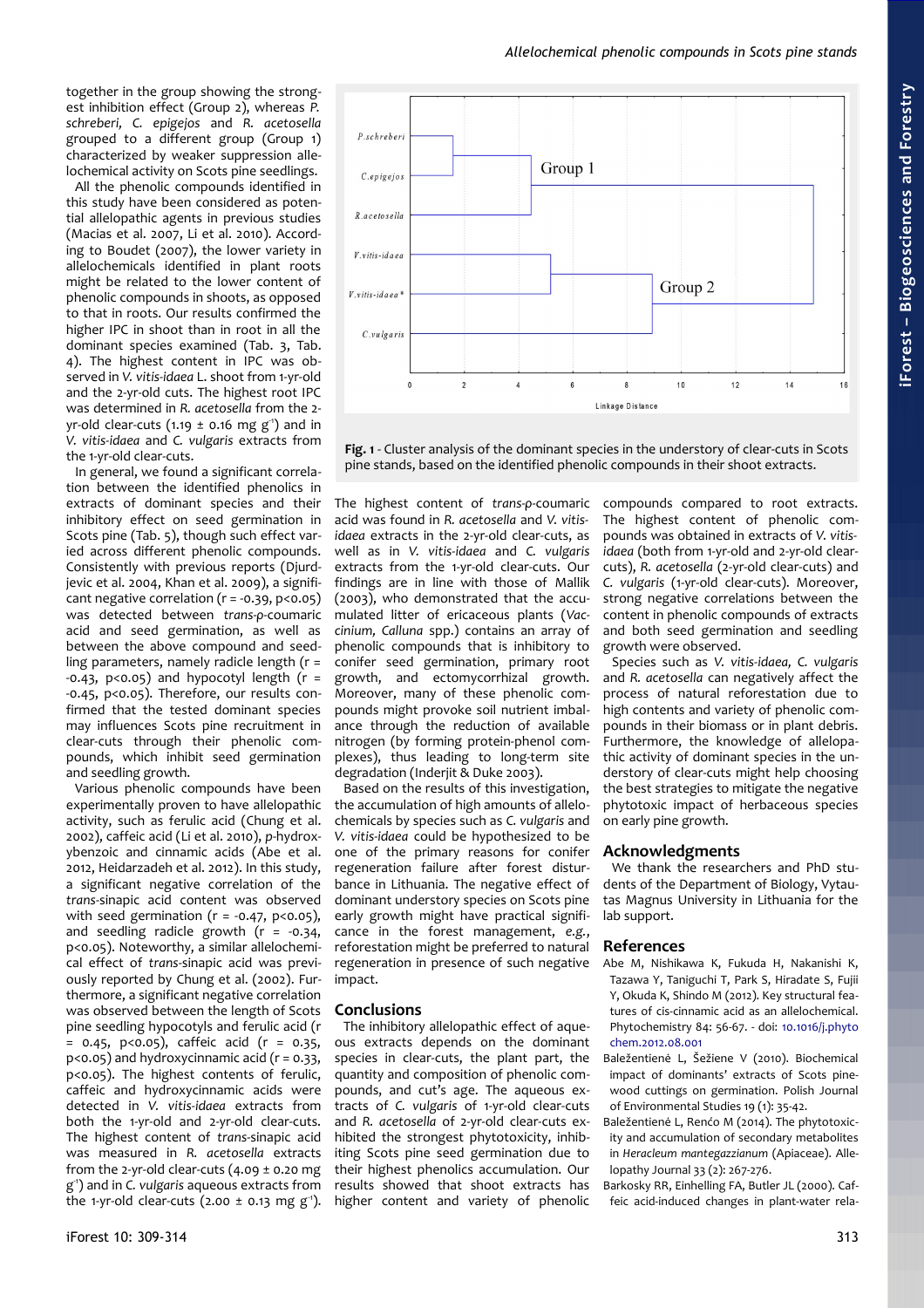together in the group showing the strongest inhibition effect (Group 2), whereas *P. schreberi, C. epigejos* and *R. acetosella* grouped to a different group (Group 1) characterized by weaker suppression allelochemical activity on Scots pine seedlings.

All the phenolic compounds identified in this study have been considered as potential allelopathic agents in previous studies (Macias et al. 2007, Li et al. 2010). According to Boudet (2007), the lower variety in allelochemicals identified in plant roots might be related to the lower content of phenolic compounds in shoots, as opposed to that in roots. Our results confirmed the higher IPC in shoot than in root in all the dominant species examined (Tab. 3, Tab. 4). The highest content in IPC was observed in *V. vitis-idaea* L. shoot from 1-yr-old and the 2-yr-old cuts. The highest root IPC was determined in *R. acetosella* from the 2-yr-old clear-cuts (1.19 ± 0.16 mg $g^{-1}$) and in *V. vitis-idaea* and *C. vulgaris* extracts from the 1-yr-old clear-cuts.

In general, we found a significant correlation between the identified phenolics in extracts of dominant species and their inhibitory effect on seed germination in Scots pine (Tab. 5), though such effect varied across different phenolic compounds. Consistently with previous reports (Djurdjevic et al. 2004, Khan et al. 2009), a significant negative correlation ($r = -0.39$, $p<0.05$) was detected between *trans-ρ*-coumaric acid and seed germination, as well as between the above compound and seedling parameters, namely radicle length ($r = -0.43$, $p<0.05$) and hypocotyl length ($r = -0.45$, $p<0.05$). Therefore, our results confirmed that the tested dominant species may influences Scots pine recruitment in clear-cuts through their phenolic compounds, which inhibit seed germination and seedling growth.

Various phenolic compounds have been experimentally proven to have allelopathic activity, such as ferulic acid (Chung et al. 2002), caffeic acid (Li et al. 2010), *p*-hydroxybenzoic and cinnamic acids (Abe et al. 2012, Heidarzadeh et al. 2012). In this study, a significant negative correlation of the *trans*-sinapic acid content was observed with seed germination ($r = -0.47$, $p<0.05$), and seedling radicle growth ($r = -0.34$, $p<0.05$). Noteworthy, a similar allelochemical effect of *trans*-sinapic acid was previously reported by Chung et al. (2002). Furthermore, a significant negative correlation was observed between the length of Scots pine seedling hypocotyls and ferulic acid ($r = 0.45$, $p<0.05$), caffeic acid ($r = 0.35$, $p<0.05$) and hydroxycinnamic acid ($r = 0.33$, $p<0.05$). The highest contents of ferulic, caffeic and hydroxycinnamic acids were detected in *V. vitis-idaea* extracts from both the 1-yr-old and 2-yr-old clear-cuts. The highest content of *trans*-sinapic acid was measured in *R. acetosella* extracts from the 2-yr-old clear-cuts (4.09 ± 0.20 mg $g^{-1}$) and in *C. vulgaris* aqueous extracts from the 1-yr-old clear-cuts (2.00 ± 0.13 mg $g^{-1}$). The highest content of *trans-ρ*-coumaric acid was found in *R. acetosella* and *V. vitis-idaea* extracts in the 2-yr-old clear-cuts, as well as in *V. vitis-idaea* and *C. vulgaris* extracts from the 1-yr-old clear-cuts. Our findings are in line with those of Mallik (2003), who demonstrated that the accumulated litter of ericaceous plants (*Vaccinium, Calluna* spp.) contains an array of phenolic compounds that is inhibitory to conifer seed germination, primary root growth, and ectomycorrhizal growth. Moreover, many of these phenolic compounds might provoke soil nutrient imbalance through the reduction of available nitrogen (by forming protein-phenol complexes), thus leading to long-term site degradation (Inderjit & Duke 2003).

Based on the results of this investigation, the accumulation of high amounts of allelochemicals by species such as *C. vulgaris* and *V. vitis-idaea* could be hypothesized to be one of the primary reasons for conifer regeneration failure after forest disturbance in Lithuania. The negative effect of dominant understory species on Scots pine early growth might have practical significance in the forest management, *e.g.*, reforestation might be preferred to natural regeneration in presence of such negative impact.

**Fig. 1** - Cluster analysis of the dominant species in the understory of clear-cuts in Scots pine stands, based on the identified phenolic compounds in their shoot extracts.

## Conclusions

The inhibitory allelopathic effect of aqueous extracts depends on the dominant species in clear-cuts, the plant part, the quantity and composition of phenolic compounds, and cut's age. The aqueous extracts of *C. vulgaris* of 1-yr-old clear-cuts and *R. acetosella* of 2-yr-old clear-cuts exhibited the strongest phytotoxicity, inhibiting Scots pine seed germination due to their highest phenolics accumulation. Our results showed that shoot extracts has higher content and variety of phenolic compounds compared to root extracts. The highest content of phenolic compounds was obtained in extracts of *V. vitis-idaea* (both from 1-yr-old and 2-yr-old clear-cuts), *R. acetosella* (2-yr-old clear-cuts) and *C. vulgaris* (1-yr-old clear-cuts). Moreover, strong negative correlations between the content in phenolic compounds of extracts and both seed germination and seedling growth were observed.

Species such as *V. vitis-idaea, C. vulgaris* and *R. acetosella* can negatively affect the process of natural reforestation due to high contents and variety of phenolic compounds in their biomass or in plant debris. Furthermore, the knowledge of allelopathic activity of dominant species in the understory of clear-cuts might help choosing the best strategies to mitigate the negative phytotoxic impact of herbaceous species on early pine growth.

## Acknowledgments

We thank the researchers and PhD students of the Department of Biology, Vytautas Magnus University in Lithuania for the lab support.

## References

Abe M, Nishikawa K, Fukuda H, Nakanishi K, Tazawa Y, Taniguchi T, Park S, Hiradate S, Fujii Y, Okuda K, Shindo M (2012). Key structural features of cis-cinnamic acid as an allelochemical. Phytochemistry 84: 56-67. - doi: 10.1016/j.phytochem.2012.08.001

Baležentienė L, Šežiene V (2010). Biochemical impact of dominants' extracts of Scots pinewood cuttings on germination. Polish Journal of Environmental Studies 19 (1): 35-42.

Baležentienė L, Renčo M (2014). The phytotoxicity and accumulation of secondary metabolites in *Heracleum mantegazzianum* (Apiaceae). Allelopathy Journal 33 (2): 267-276.

Barkosky RR, Einhelling FA, Butler JL (2000). Caffeic acid-induced changes in plant-water rela-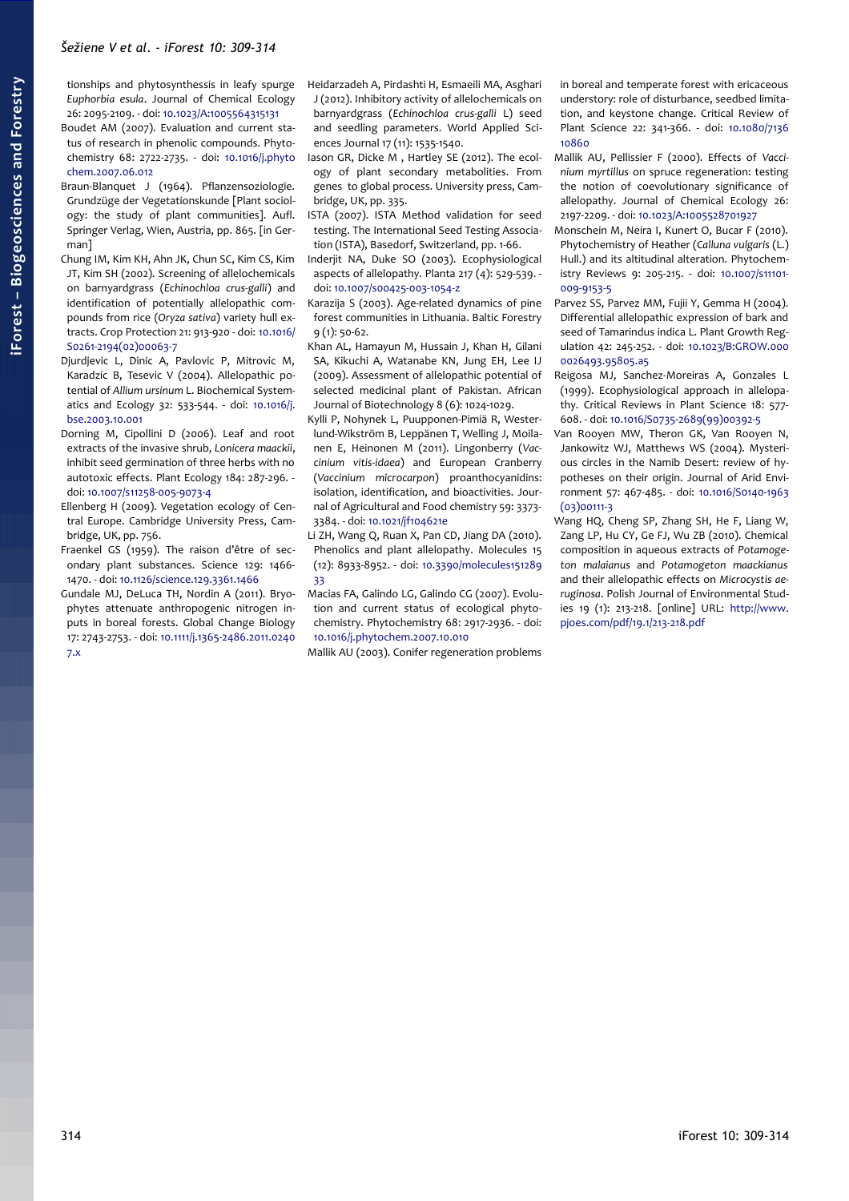tionships and phytosynthesis in leafy spurge *Euphorbia esula*. Journal of Chemical Ecology 26: 2095-2109. - doi: 10.1023/A:1005564315131

Boudet AM (2007). Evaluation and current status of research in phenolic compounds. Phytochemistry 68: 2722-2735. - doi: 10.1016/j.phytochem.2007.06.012

Braun-Blanquet J (1964). Pflanzensoziologie. Grundzüge der Vegetationskunde [Plant sociology: the study of plant communities]. Aufl. Springer Verlag, Wien, Austria, pp. 865. [in German]

Chung IM, Kim KH, Ahn JK, Chun SC, Kim CS, Kim JT, Kim SH (2002). Screening of allelochemicals on barnyardgrass (*Echinochloa crus-galli*) and identification of potentially allelopathic compounds from rice (*Oryza sativa*) variety hull extracts. Crop Protection 21: 913-920 - doi: 10.1016/S0261-2194(02)00063-7

Djurdjevic L, Dinic A, Pavlovic P, Mitrovic M, Karadzic B, Tesevic V (2004). Allelopathic potential of *Allium ursinum* L. Biochemical Systematics and Ecology 32: 533-544. - doi: 10.1016/j.bse.2003.10.001

Dorning M, Cipollini D (2006). Leaf and root extracts of the invasive shrub, *Lonicera maackii*, inhibit seed germination of three herbs with no autotoxic effects. Plant Ecology 184: 287-296. - doi: 10.1007/s11258-005-9073-4

Ellenberg H (2009). Vegetation ecology of Central Europe. Cambridge University Press, Cambridge, UK, pp. 756.

Fraenkel GS (1959). The raison d'être of secondary plant substances. Science 129: 1466-1470. - doi: 10.1126/science.129.3361.1466

Gundale MJ, DeLuca TH, Nordin A (2011). Bryophytes attenuate anthropogenic nitrogen inputs in boreal forests. Global Change Biology 17: 2743-2753. - doi: 10.1111/j.1365-2486.2011.02407.x

Heidarzadeh A, Pirdashti H, Esmaeili MA, Asghari J (2012). Inhibitory activity of allelochemicals on barnyardgrass (*Echinochloa crus-galli* L) seed and seedling parameters. World Applied Sciences Journal 17 (11): 1535-1540.

Iason GR, Dicke M , Hartley SE (2012). The ecology of plant secondary metabolites. From genes to global process. University press, Cambridge, UK, pp. 335.

ISTA (2007). ISTA Method validation for seed testing. The International Seed Testing Association (ISTA), Basedorf, Switzerland, pp. 1-66.

Inderjit NA, Duke SO (2003). Ecophysiological aspects of allelopathy. Planta 217 (4): 529-539. - doi: 10.1007/s00425-003-1054-z

Karazija S (2003). Age-related dynamics of pine forest communities in Lithuania. Baltic Forestry 9 (1): 50-62.

Khan AL, Hamayun M, Hussain J, Khan H, Gilani SA, Kikuchi A, Watanabe KN, Jung EH, Lee IJ (2009). Assessment of allelopathic potential of selected medicinal plant of Pakistan. African Journal of Biotechnology 8 (6): 1024-1029.

Kylli P, Nohynek L, Puupponen-Pimiä R, Westerlund-Wikström B, Leppänen T, Welling J, Moilanen E, Heinonen M (2011). Lingonberry (*Vaccinium vitis-idaea*) and European Cranberry (*Vaccinium microcarpon*) proanthocyanidins: isolation, identification, and bioactivities. Journal of Agricultural and Food chemistry 59: 3373-3384. - doi: 10.1021/jf104621e

Li ZH, Wang Q, Ruan X, Pan CD, Jiang DA (2010). Phenolics and plant allelopathy. Molecules 15 (12): 8933-8952. - doi: 10.3390/molecules15128933

Macias FA, Galindo LG, Galindo CG (2007). Evolution and current status of ecological phytochemistry. Phytochemistry 68: 2917-2936. - doi: 10.1016/j.phytochem.2007.10.010

Mallik AU (2003). Conifer regeneration problems in boreal and temperate forest with ericaceous understory: role of disturbance, seedbed limitation, and keystone change. Critical Review of Plant Science 22: 341-366. - doi: 10.1080/713610860

Mallik AU, Pellissier F (2000). Effects of *Vaccinium myrtillus* on spruce regeneration: testing the notion of coevolutionary significance of allelopathy. Journal of Chemical Ecology 26: 2197-2209. - doi: 10.1023/A:1005528701927

Monschein M, Neira I, Kunert O, Bucar F (2010). Phytochemistry of Heather (*Calluna vulgaris* (L.) Hull.) and its altitudinal alteration. Phytochemistry Reviews 9: 205-215. - doi: 10.1007/s11101-009-9153-5

Parvez SS, Parvez MM, Fujii Y, Gemma H (2004). Differential allelopathic expression of bark and seed of Tamarindus indica L. Plant Growth Regulation 42: 245-252. - doi: 10.1023/B:GROW.0000026493.95805.a5

Reigosa MJ, Sanchez-Moreiras A, Gonzales L (1999). Ecophysiological approach in allelopathy. Critical Reviews in Plant Science 18: 577-608. - doi: 10.1016/S0735-2689(99)00392-5

Van Rooyen MW, Theron GK, Van Rooyen N, Jankowitz WJ, Matthews WS (2004). Mysterious circles in the Namib Desert: review of hypotheses on their origin. Journal of Arid Environment 57: 467-485. - doi: 10.1016/S0140-1963(03)00111-3

Wang HQ, Cheng SP, Zhang SH, He F, Liang W, Zang LP, Hu CY, Ge FJ, Wu ZB (2010). Chemical composition in aqueous extracts of *Potamogeton malaianus* and *Potamogeton maackianus* and their allelopathic effects on *Microcystis aeruginosa*. Polish Journal of Environmental Studies 19 (1): 213-218. [online] URL: http://www.pjoes.com/pdf/19.1/213-218.pdf